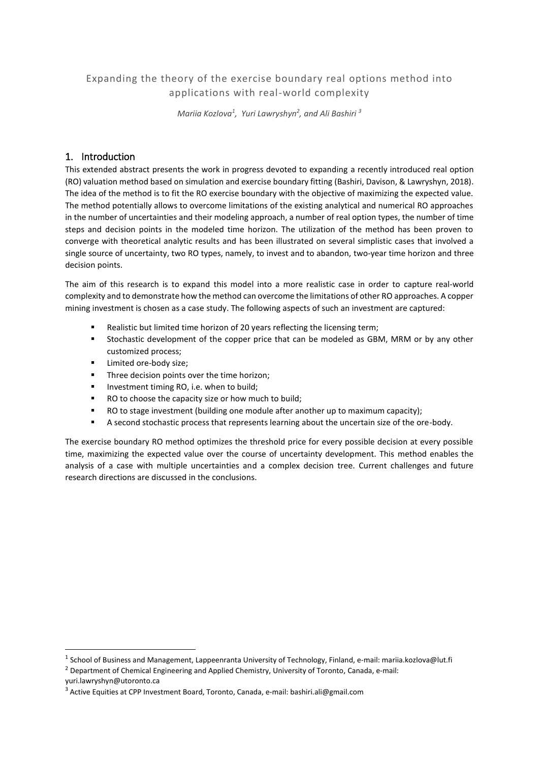# Expanding the theory of the exercise boundary real options method into applications with real-world complexity

*Mariia Kozlova[1], Yuri Lawryshyn[2], and Ali Bashiri [3]*

## 1. Introduction

This extended abstract presents the work in progress devoted to expanding a recently introduced real option (RO) valuation method based on simulation and exercise boundary fitting (Bashiri, Davison, & Lawryshyn, 2018). The idea of the method is to fit the RO exercise boundary with the objective of maximizing the expected value. The method potentially allows to overcome limitations of the existing analytical and numerical RO approaches in the number of uncertainties and their modeling approach, a number of real option types, the number of time steps and decision points in the modeled time horizon. The utilization of the method has been proven to converge with theoretical analytic results and has been illustrated on several simplistic cases that involved a single source of uncertainty, two RO types, namely, to invest and to abandon, two-year time horizon and three decision points.

The aim of this research is to expand this model into a more realistic case in order to capture real-world complexity and to demonstrate how the method can overcome the limitations of other RO approaches. A copper mining investment is chosen as a case study. The following aspects of such an investment are captured:

- Realistic but limited time horizon of 20 years reflecting the licensing term;
- Stochastic development of the copper price that can be modeled as GBM, MRM or by any other customized process;
- Limited ore-body size;
- Three decision points over the time horizon;
- Investment timing RO, i.e. when to build;
- RO to choose the capacity size or how much to build;
- RO to stage investment (building one module after another up to maximum capacity);
- A second stochastic process that represents learning about the uncertain size of the ore-body.

The exercise boundary RO method optimizes the threshold price for every possible decision at every possible time, maximizing the expected value over the course of uncertainty development. This method enables the analysis of a case with multiple uncertainties and a complex decision tree. Current challenges and future research directions are discussed in the conclusions.

---

[1] School of Business and Management, Lappeenranta University of Technology, Finland, e-mail: mariia.kozlova@lut.fi

[2] Department of Chemical Engineering and Applied Chemistry, University of Toronto, Canada, e-mail: yuri.lawryshyn@utoronto.ca

[3] Active Equities at CPP Investment Board, Toronto, Canada, e-mail: bashiri.ali@gmail.com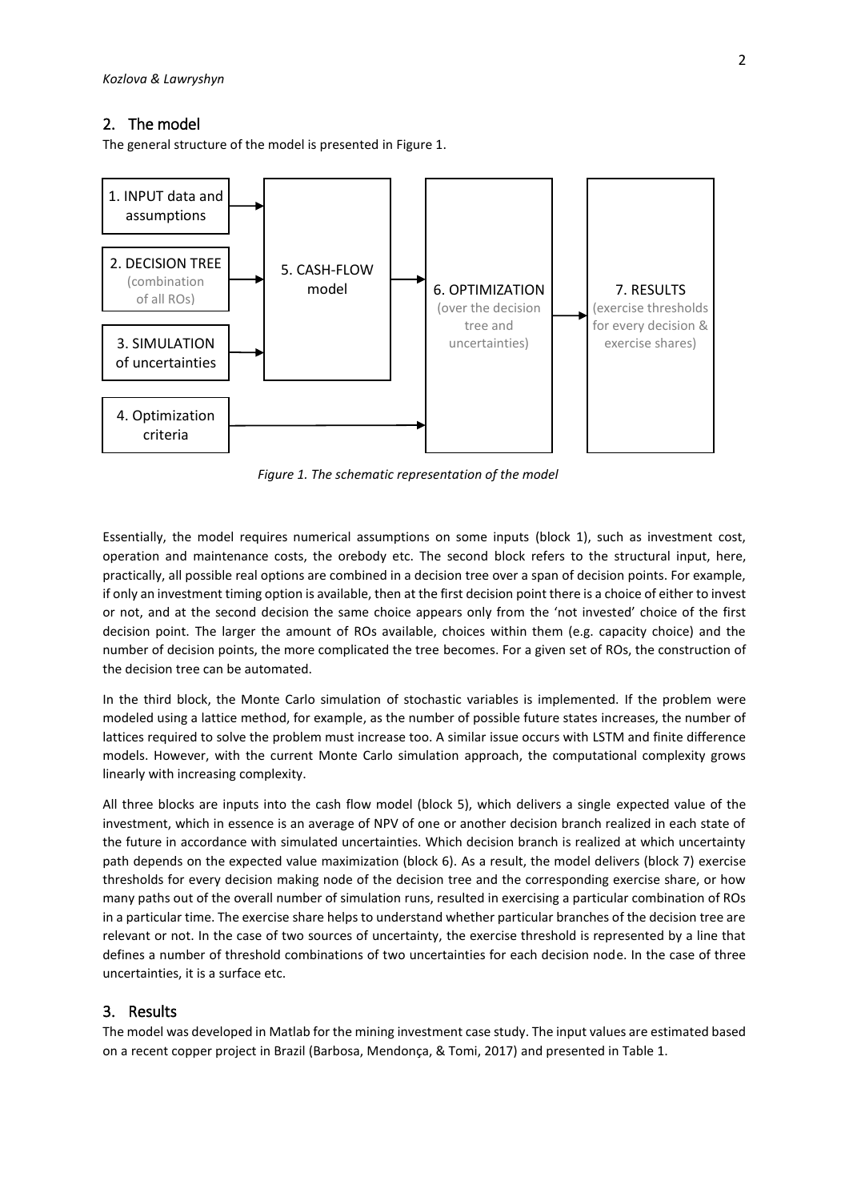## 2. The model

The general structure of the model is presented in Figure 1.

*Figure 1. The schematic representation of the model*

Essentially, the model requires numerical assumptions on some inputs (block 1), such as investment cost, operation and maintenance costs, the orebody etc. The second block refers to the structural input, here, practically, all possible real options are combined in a decision tree over a span of decision points. For example, if only an investment timing option is available, then at the first decision point there is a choice of either to invest or not, and at the second decision the same choice appears only from the 'not invested' choice of the first decision point. The larger the amount of ROs available, choices within them (e.g. capacity choice) and the number of decision points, the more complicated the tree becomes. For a given set of ROs, the construction of the decision tree can be automated.

In the third block, the Monte Carlo simulation of stochastic variables is implemented. If the problem were modeled using a lattice method, for example, as the number of possible future states increases, the number of lattices required to solve the problem must increase too. A similar issue occurs with LSTM and finite difference models. However, with the current Monte Carlo simulation approach, the computational complexity grows linearly with increasing complexity.

All three blocks are inputs into the cash flow model (block 5), which delivers a single expected value of the investment, which in essence is an average of NPV of one or another decision branch realized in each state of the future in accordance with simulated uncertainties. Which decision branch is realized at which uncertainty path depends on the expected value maximization (block 6). As a result, the model delivers (block 7) exercise thresholds for every decision making node of the decision tree and the corresponding exercise share, or how many paths out of the overall number of simulation runs, resulted in exercising a particular combination of ROs in a particular time. The exercise share helps to understand whether particular branches of the decision tree are relevant or not. In the case of two sources of uncertainty, the exercise threshold is represented by a line that defines a number of threshold combinations of two uncertainties for each decision node. In the case of three uncertainties, it is a surface etc.

## 3. Results

The model was developed in Matlab for the mining investment case study. The input values are estimated based on a recent copper project in Brazil (Barbosa, Mendonça, & Tomi, 2017) and presented in Table 1.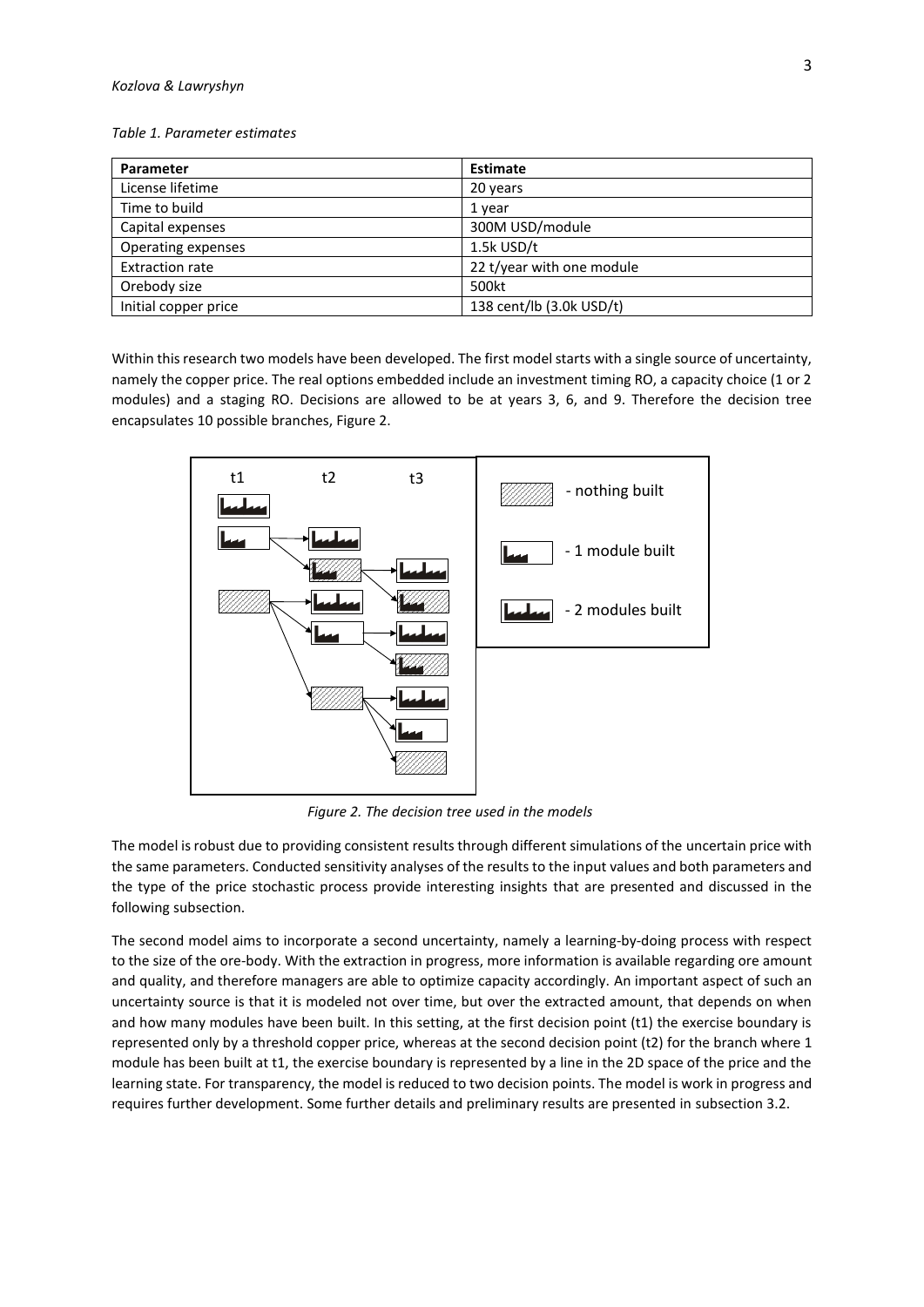*Table 1. Parameter estimates*

| Parameter | Estimate |
|---|---|
| License lifetime | 20 years |
| Time to build | 1 year |
| Capital expenses | 300M USD/module |
| Operating expenses | 1.5k USD/t |
| Extraction rate | 22 t/year with one module |
| Orebody size | 500kt |
| Initial copper price | 138 cent/lb (3.0k USD/t) |

Within this research two models have been developed. The first model starts with a single source of uncertainty, namely the copper price. The real options embedded include an investment timing RO, a capacity choice (1 or 2 modules) and a staging RO. Decisions are allowed to be at years 3, 6, and 9. Therefore the decision tree encapsulates 10 possible branches, Figure 2.

*Figure 2. The decision tree used in the models*

The model is robust due to providing consistent results through different simulations of the uncertain price with the same parameters. Conducted sensitivity analyses of the results to the input values and both parameters and the type of the price stochastic process provide interesting insights that are presented and discussed in the following subsection.

The second model aims to incorporate a second uncertainty, namely a learning-by-doing process with respect to the size of the ore-body. With the extraction in progress, more information is available regarding ore amount and quality, and therefore managers are able to optimize capacity accordingly. An important aspect of such an uncertainty source is that it is modeled not over time, but over the extracted amount, that depends on when and how many modules have been built. In this setting, at the first decision point (t1) the exercise boundary is represented only by a threshold copper price, whereas at the second decision point (t2) for the branch where 1 module has been built at t1, the exercise boundary is represented by a line in the 2D space of the price and the learning state. For transparency, the model is reduced to two decision points. The model is work in progress and requires further development. Some further details and preliminary results are presented in subsection 3.2.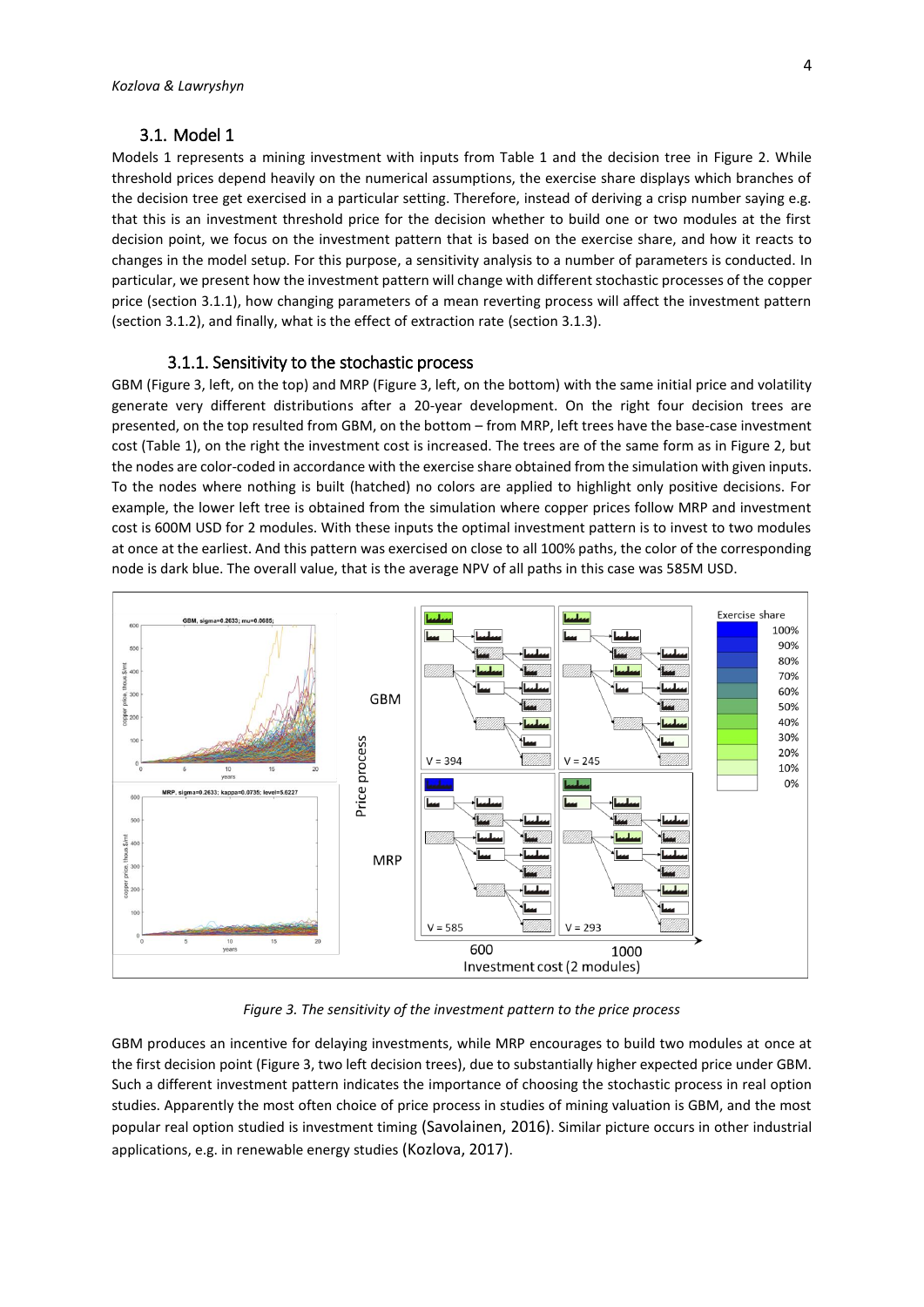## 3.1. Model 1

Models 1 represents a mining investment with inputs from Table 1 and the decision tree in Figure 2. While threshold prices depend heavily on the numerical assumptions, the exercise share displays which branches of the decision tree get exercised in a particular setting. Therefore, instead of deriving a crisp number saying e.g. that this is an investment threshold price for the decision whether to build one or two modules at the first decision point, we focus on the investment pattern that is based on the exercise share, and how it reacts to changes in the model setup. For this purpose, a sensitivity analysis to a number of parameters is conducted. In particular, we present how the investment pattern will change with different stochastic processes of the copper price (section 3.1.1), how changing parameters of a mean reverting process will affect the investment pattern (section 3.1.2), and finally, what is the effect of extraction rate (section 3.1.3).

### 3.1.1. Sensitivity to the stochastic process

GBM (Figure 3, left, on the top) and MRP (Figure 3, left, on the bottom) with the same initial price and volatility generate very different distributions after a 20-year development. On the right four decision trees are presented, on the top resulted from GBM, on the bottom – from MRP, left trees have the base-case investment cost (Table 1), on the right the investment cost is increased. The trees are of the same form as in Figure 2, but the nodes are color-coded in accordance with the exercise share obtained from the simulation with given inputs. To the nodes where nothing is built (hatched) no colors are applied to highlight only positive decisions. For example, the lower left tree is obtained from the simulation where copper prices follow MRP and investment cost is 600M USD for 2 modules. With these inputs the optimal investment pattern is to invest to two modules at once at the earliest. And this pattern was exercised on close to all 100% paths, the color of the corresponding node is dark blue. The overall value, that is the average NPV of all paths in this case was 585M USD.

*Figure 3. The sensitivity of the investment pattern to the price process*

GBM produces an incentive for delaying investments, while MRP encourages to build two modules at once at the first decision point (Figure 3, two left decision trees), due to substantially higher expected price under GBM. Such a different investment pattern indicates the importance of choosing the stochastic process in real option studies. Apparently the most often choice of price process in studies of mining valuation is GBM, and the most popular real option studied is investment timing (Savolainen, 2016). Similar picture occurs in other industrial applications, e.g. in renewable energy studies (Kozlova, 2017).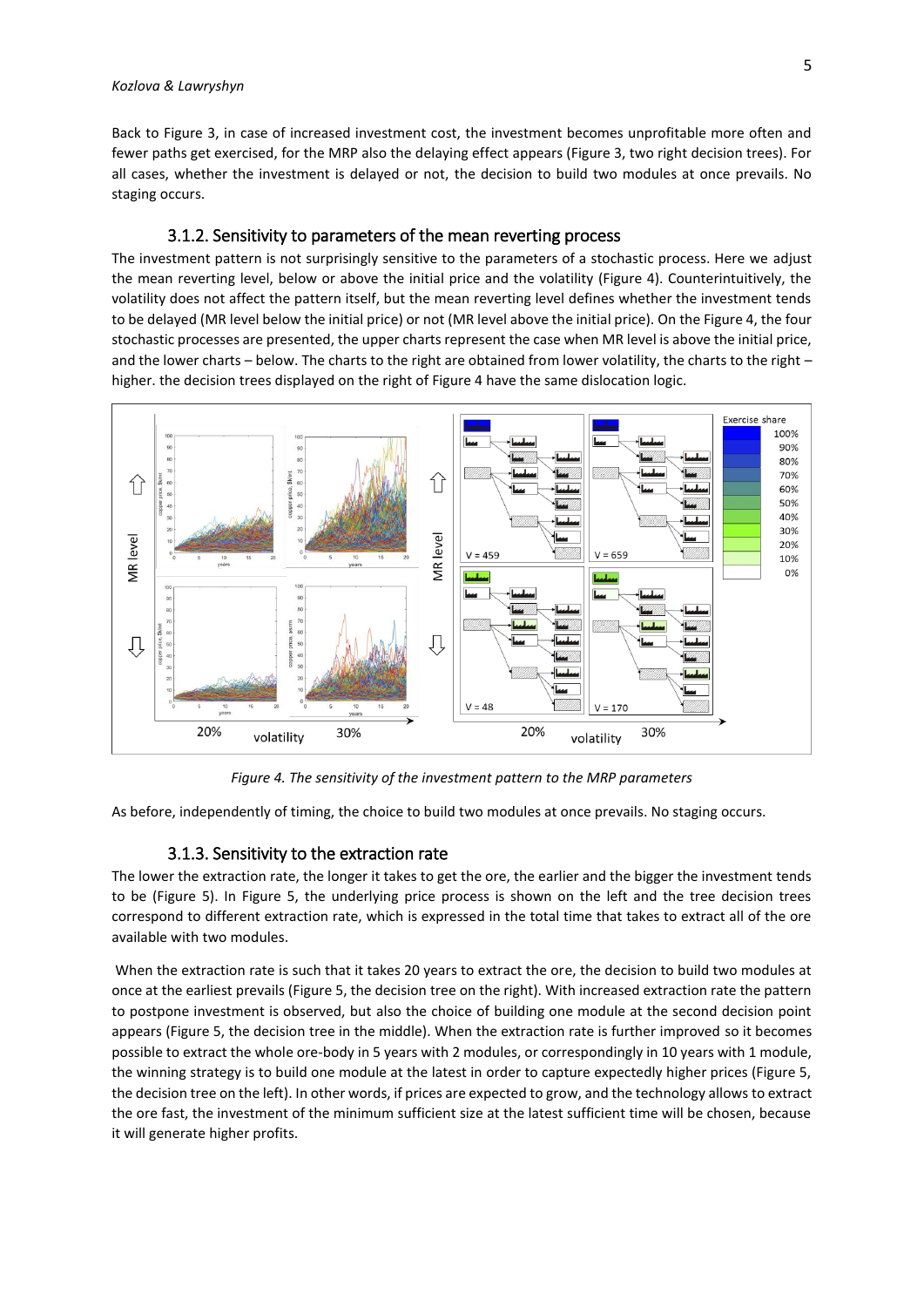Back to Figure 3, in case of increased investment cost, the investment becomes unprofitable more often and fewer paths get exercised, for the MRP also the delaying effect appears (Figure 3, two right decision trees). For all cases, whether the investment is delayed or not, the decision to build two modules at once prevails. No staging occurs.

### 3.1.2. Sensitivity to parameters of the mean reverting process

The investment pattern is not surprisingly sensitive to the parameters of a stochastic process. Here we adjust the mean reverting level, below or above the initial price and the volatility (Figure 4). Counterintuitively, the volatility does not affect the pattern itself, but the mean reverting level defines whether the investment tends to be delayed (MR level below the initial price) or not (MR level above the initial price). On the Figure 4, the four stochastic processes are presented, the upper charts represent the case when MR level is above the initial price, and the lower charts – below. The charts to the right are obtained from lower volatility, the charts to the right – higher. the decision trees displayed on the right of Figure 4 have the same dislocation logic.

*Figure 4. The sensitivity of the investment pattern to the MRP parameters*

As before, independently of timing, the choice to build two modules at once prevails. No staging occurs.

### 3.1.3. Sensitivity to the extraction rate

The lower the extraction rate, the longer it takes to get the ore, the earlier and the bigger the investment tends to be (Figure 5). In Figure 5, the underlying price process is shown on the left and the tree decision trees correspond to different extraction rate, which is expressed in the total time that takes to extract all of the ore available with two modules.

When the extraction rate is such that it takes 20 years to extract the ore, the decision to build two modules at once at the earliest prevails (Figure 5, the decision tree on the right). With increased extraction rate the pattern to postpone investment is observed, but also the choice of building one module at the second decision point appears (Figure 5, the decision tree in the middle). When the extraction rate is further improved so it becomes possible to extract the whole ore-body in 5 years with 2 modules, or correspondingly in 10 years with 1 module, the winning strategy is to build one module at the latest in order to capture expectedly higher prices (Figure 5, the decision tree on the left). In other words, if prices are expected to grow, and the technology allows to extract the ore fast, the investment of the minimum sufficient size at the latest sufficient time will be chosen, because it will generate higher profits.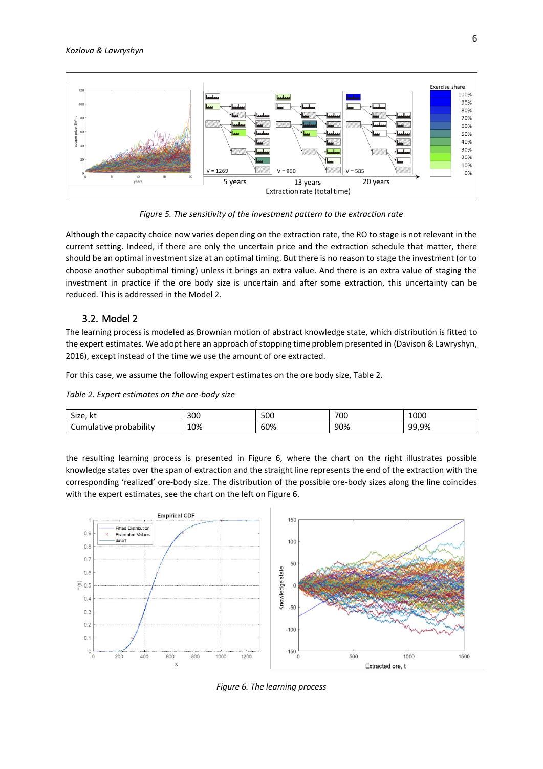*Figure 5. The sensitivity of the investment pattern to the extraction rate*

Although the capacity choice now varies depending on the extraction rate, the RO to stage is not relevant in the current setting. Indeed, if there are only the uncertain price and the extraction schedule that matter, there should be an optimal investment size at an optimal timing. But there is no reason to stage the investment (or to choose another suboptimal timing) unless it brings an extra value. And there is an extra value of staging the investment in practice if the ore body size is uncertain and after some extraction, this uncertainty can be reduced. This is addressed in the Model 2.

## 3.2. Model 2

The learning process is modeled as Brownian motion of abstract knowledge state, which distribution is fitted to the expert estimates. We adopt here an approach of stopping time problem presented in (Davison & Lawryshyn, 2016), except instead of the time we use the amount of ore extracted.

For this case, we assume the following expert estimates on the ore body size, Table 2.

*Table 2. Expert estimates on the ore-body size*

| Size, kt | 300 | 500 | 700 | 1000 |
|---|---|---|---|---|
| Cumulative probability | 10% | 60% | 90% | 99,9% |

the resulting learning process is presented in Figure 6, where the chart on the right illustrates possible knowledge states over the span of extraction and the straight line represents the end of the extraction with the corresponding 'realized' ore-body size. The distribution of the possible ore-body sizes along the line coincides with the expert estimates, see the chart on the left on Figure 6.

*Figure 6. The learning process*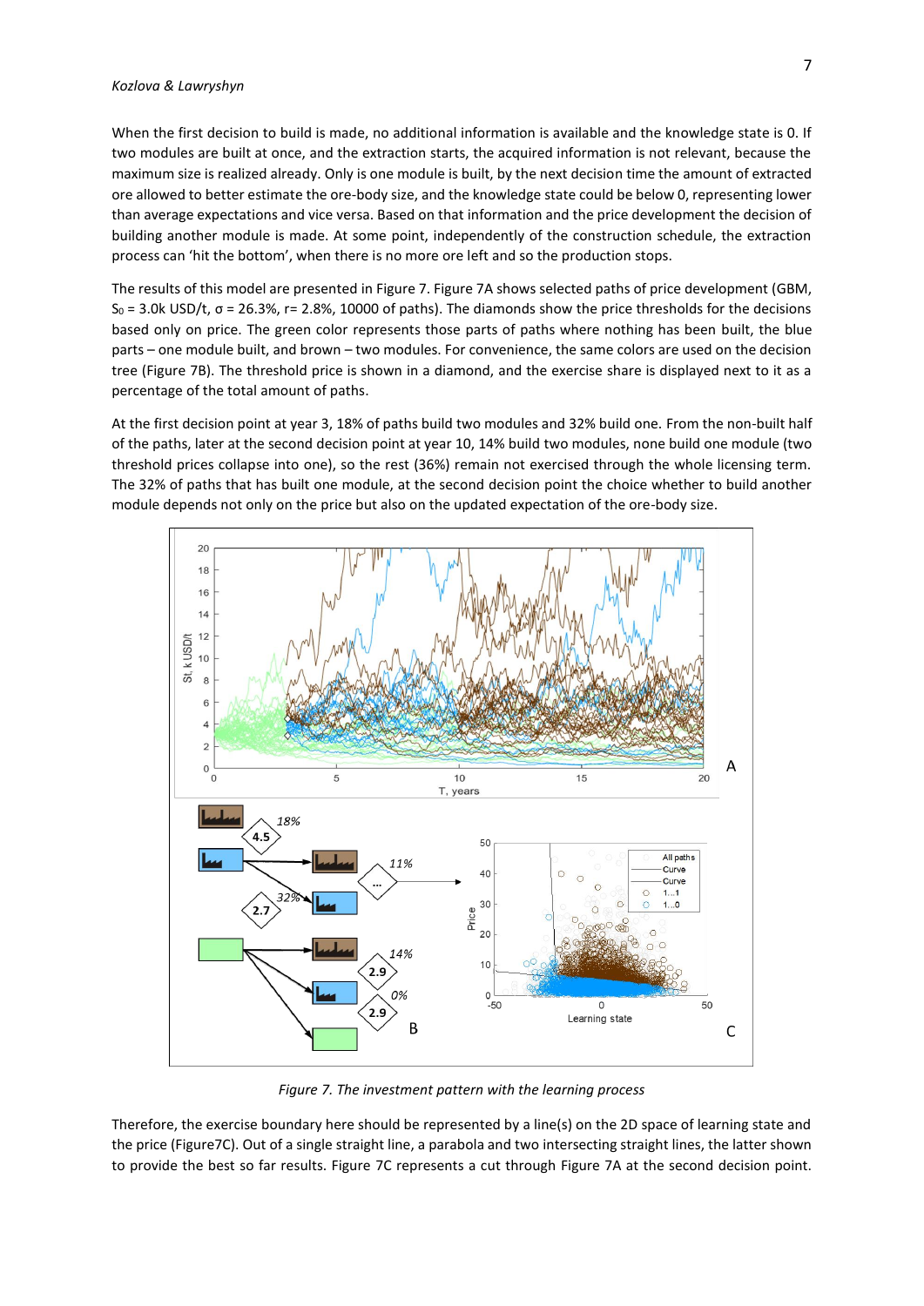When the first decision to build is made, no additional information is available and the knowledge state is 0. If two modules are built at once, and the extraction starts, the acquired information is not relevant, because the maximum size is realized already. Only is one module is built, by the next decision time the amount of extracted ore allowed to better estimate the ore-body size, and the knowledge state could be below 0, representing lower than average expectations and vice versa. Based on that information and the price development the decision of building another module is made. At some point, independently of the construction schedule, the extraction process can 'hit the bottom', when there is no more ore left and so the production stops.

The results of this model are presented in Figure 7. Figure 7A shows selected paths of price development (GBM, $S_0$ = 3.0k USD/t, σ = 26.3%, r= 2.8%, 10000 of paths). The diamonds show the price thresholds for the decisions based only on price. The green color represents those parts of paths where nothing has been built, the blue parts – one module built, and brown – two modules. For convenience, the same colors are used on the decision tree (Figure 7B). The threshold price is shown in a diamond, and the exercise share is displayed next to it as a percentage of the total amount of paths.

At the first decision point at year 3, 18% of paths build two modules and 32% build one. From the non-built half of the paths, later at the second decision point at year 10, 14% build two modules, none build one module (two threshold prices collapse into one), so the rest (36%) remain not exercised through the whole licensing term. The 32% of paths that has built one module, at the second decision point the choice whether to build another module depends not only on the price but also on the updated expectation of the ore-body size.

*Figure 7. The investment pattern with the learning process*

Therefore, the exercise boundary here should be represented by a line(s) on the 2D space of learning state and the price (Figure7C). Out of a single straight line, a parabola and two intersecting straight lines, the latter shown to provide the best so far results. Figure 7C represents a cut through Figure 7A at the second decision point.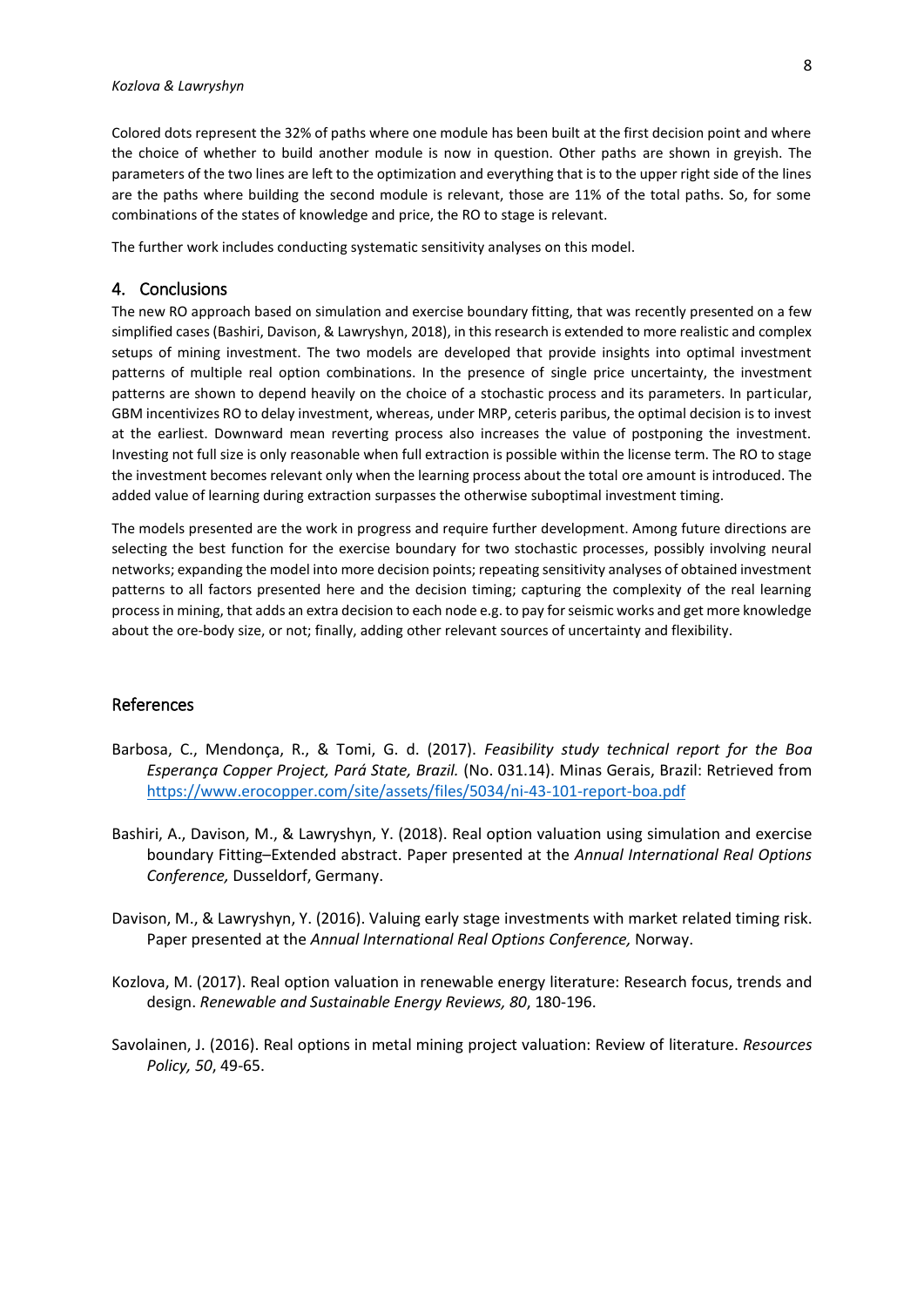Colored dots represent the 32% of paths where one module has been built at the first decision point and where the choice of whether to build another module is now in question. Other paths are shown in greyish. The parameters of the two lines are left to the optimization and everything that is to the upper right side of the lines are the paths where building the second module is relevant, those are 11% of the total paths. So, for some combinations of the states of knowledge and price, the RO to stage is relevant.

The further work includes conducting systematic sensitivity analyses on this model.

## 4. Conclusions

The new RO approach based on simulation and exercise boundary fitting, that was recently presented on a few simplified cases (Bashiri, Davison, & Lawryshyn, 2018), in this research is extended to more realistic and complex setups of mining investment. The two models are developed that provide insights into optimal investment patterns of multiple real option combinations. In the presence of single price uncertainty, the investment patterns are shown to depend heavily on the choice of a stochastic process and its parameters. In particular, GBM incentivizes RO to delay investment, whereas, under MRP, ceteris paribus, the optimal decision is to invest at the earliest. Downward mean reverting process also increases the value of postponing the investment. Investing not full size is only reasonable when full extraction is possible within the license term. The RO to stage the investment becomes relevant only when the learning process about the total ore amount is introduced. The added value of learning during extraction surpasses the otherwise suboptimal investment timing.

The models presented are the work in progress and require further development. Among future directions are selecting the best function for the exercise boundary for two stochastic processes, possibly involving neural networks; expanding the model into more decision points; repeating sensitivity analyses of obtained investment patterns to all factors presented here and the decision timing; capturing the complexity of the real learning process in mining, that adds an extra decision to each node e.g. to pay for seismic works and get more knowledge about the ore-body size, or not; finally, adding other relevant sources of uncertainty and flexibility.

## References

Barbosa, C., Mendonça, R., & Tomi, G. d. (2017). *Feasibility study technical report for the Boa Esperança Copper Project, Pará State, Brazil.* (No. 031.14). Minas Gerais, Brazil: Retrieved from https://www.erocopper.com/site/assets/files/5034/ni-43-101-report-boa.pdf

Bashiri, A., Davison, M., & Lawryshyn, Y. (2018). Real option valuation using simulation and exercise boundary Fitting–Extended abstract. Paper presented at the *Annual International Real Options Conference,* Dusseldorf, Germany.

Davison, M., & Lawryshyn, Y. (2016). Valuing early stage investments with market related timing risk. Paper presented at the *Annual International Real Options Conference,* Norway.

Kozlova, M. (2017). Real option valuation in renewable energy literature: Research focus, trends and design. *Renewable and Sustainable Energy Reviews, 80*, 180-196.

Savolainen, J. (2016). Real options in metal mining project valuation: Review of literature. *Resources Policy, 50*, 49-65.